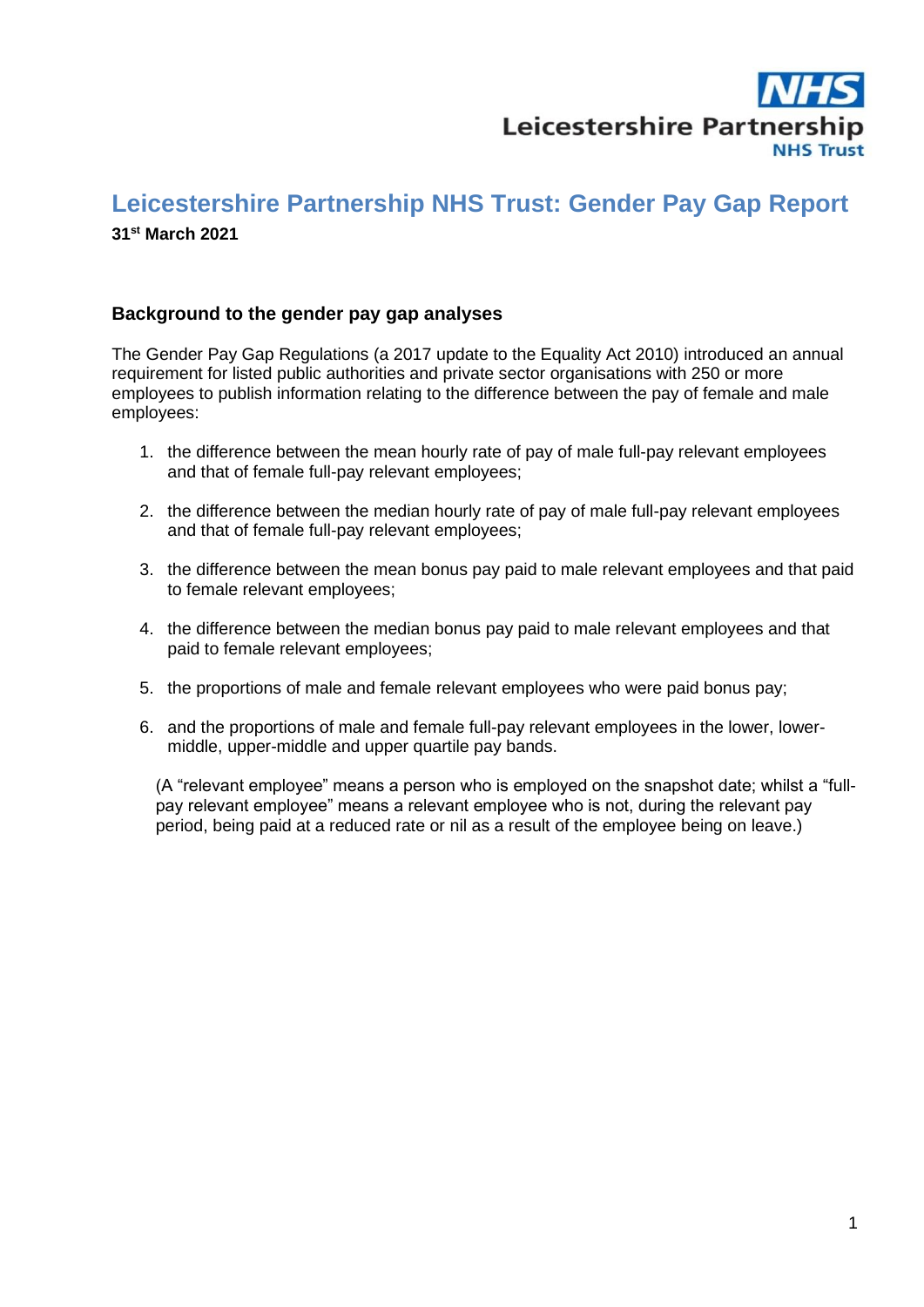# Leicestershire Partnership NHS Trust: Gender Pay Gap Report

**31st March 2021**

## Background to the gender pay gap analyses

The Gender Pay Gap Regulations (a 2017 update to the Equality Act 2010) introduced an annual requirement for listed public authorities and private sector organisations with 250 or more employees to publish information relating to the difference between the pay of female and male employees:

1. the difference between the mean hourly rate of pay of male full-pay relevant employees and that of female full-pay relevant employees;

2. the difference between the median hourly rate of pay of male full-pay relevant employees and that of female full-pay relevant employees;

3. the difference between the mean bonus pay paid to male relevant employees and that paid to female relevant employees;

4. the difference between the median bonus pay paid to male relevant employees and that paid to female relevant employees;

5. the proportions of male and female relevant employees who were paid bonus pay;

6. and the proportions of male and female full-pay relevant employees in the lower, lower-middle, upper-middle and upper quartile pay bands.

(A "relevant employee" means a person who is employed on the snapshot date; whilst a "full-pay relevant employee" means a relevant employee who is not, during the relevant pay period, being paid at a reduced rate or nil as a result of the employee being on leave.)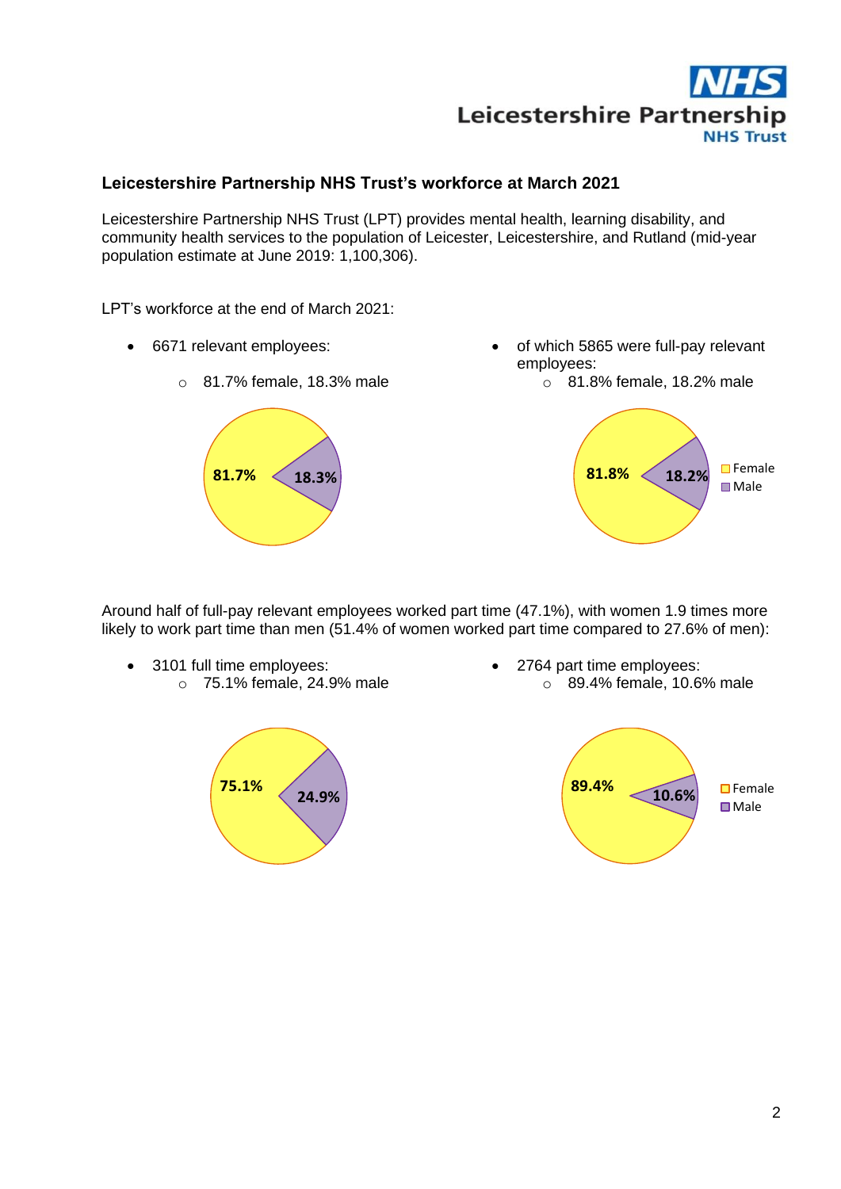## Leicestershire Partnership NHS Trust's workforce at March 2021

Leicestershire Partnership NHS Trust (LPT) provides mental health, learning disability, and community health services to the population of Leicester, Leicestershire, and Rutland (mid-year population estimate at June 2019: 1,100,306).

LPT's workforce at the end of March 2021:

- 6671 relevant employees:
  - 81.7% female, 18.3% male
- of which 5865 were full-pay relevant employees:
  - 81.8% female, 18.2% male

Around half of full-pay relevant employees worked part time (47.1%), with women 1.9 times more likely to work part time than men (51.4% of women worked part time compared to 27.6% of men):

- 3101 full time employees:
  - 75.1% female, 24.9% male
- 2764 part time employees:
  - 89.4% female, 10.6% male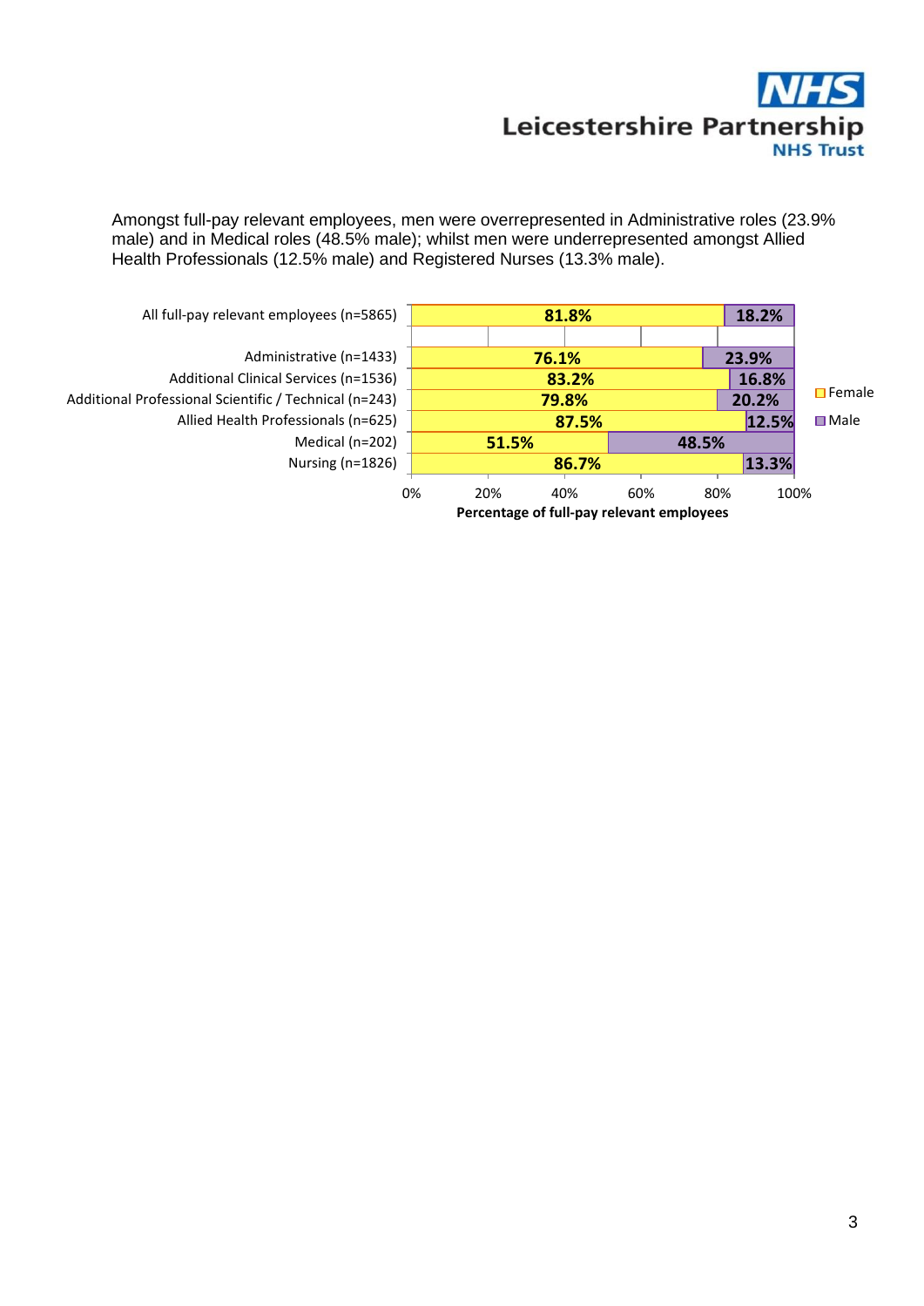Amongst full-pay relevant employees, men were overrepresented in Administrative roles (23.9% male) and in Medical roles (48.5% male); whilst men were underrepresented amongst Allied Health Professionals (12.5% male) and Registered Nurses (13.3% male).

| Staff group | Female | Male |
|---|---|---|
| All full-pay relevant employees (n=5865) | 81.8% | 18.2% |
| Administrative (n=1433) | 76.1% | 23.9% |
| Additional Clinical Services (n=1536) | 83.2% | 16.8% |
| Additional Professional Scientific / Technical (n=243) | 79.8% | 20.2% |
| Allied Health Professionals (n=625) | 87.5% | 12.5% |
| Medical (n=202) | 51.5% | 48.5% |
| Nursing (n=1826) | 86.7% | 13.3% |

Percentage of full-pay relevant employees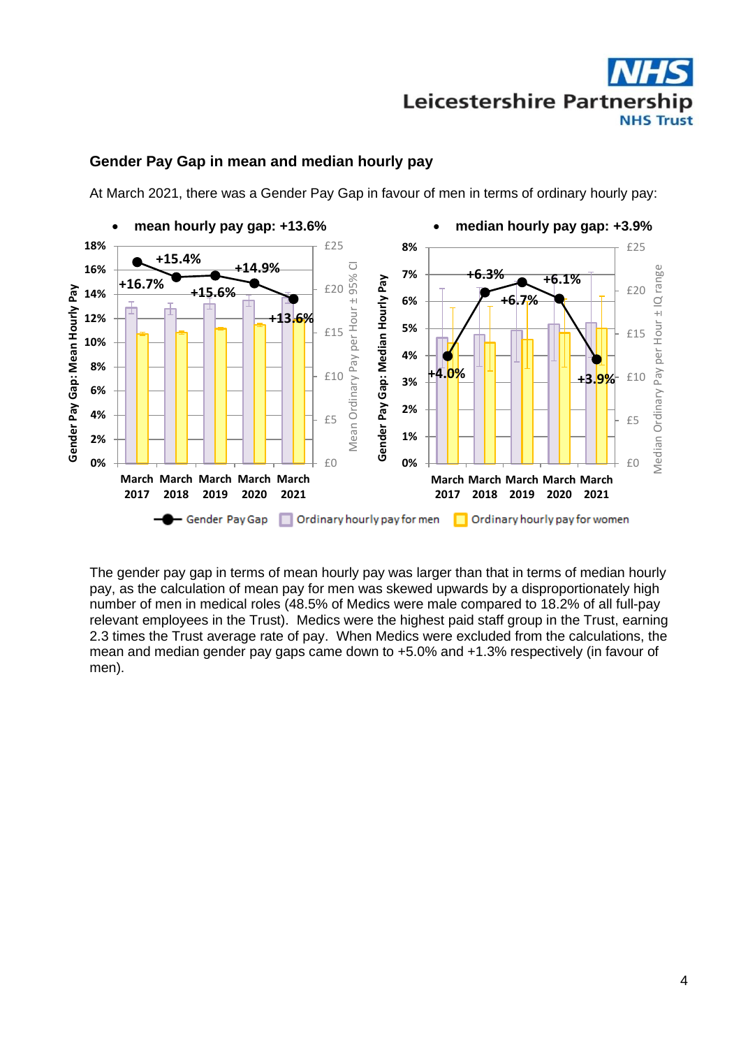## Gender Pay Gap in mean and median hourly pay

At March 2021, there was a Gender Pay Gap in favour of men in terms of ordinary hourly pay:

- **mean hourly pay gap: +13.6%**
- **median hourly pay gap: +3.9%**

The gender pay gap in terms of mean hourly pay was larger than that in terms of median hourly pay, as the calculation of mean pay for men was skewed upwards by a disproportionately high number of men in medical roles (48.5% of Medics were male compared to 18.2% of all full-pay relevant employees in the Trust). Medics were the highest paid staff group in the Trust, earning 2.3 times the Trust average rate of pay. When Medics were excluded from the calculations, the mean and median gender pay gaps came down to +5.0% and +1.3% respectively (in favour of men).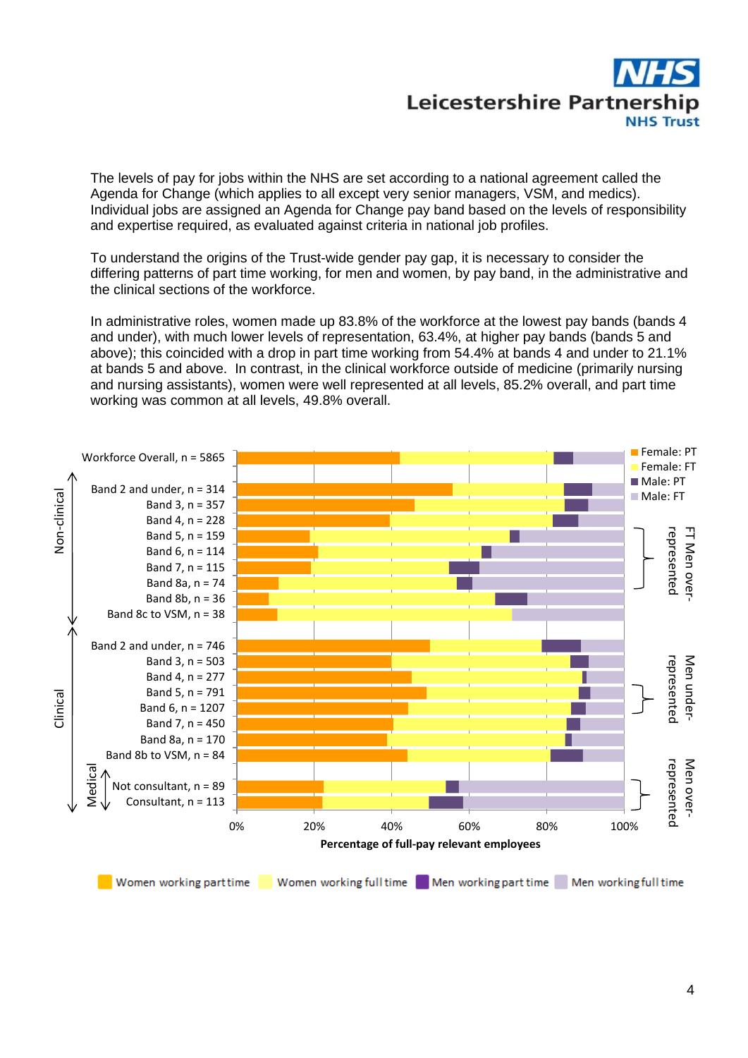The levels of pay for jobs within the NHS are set according to a national agreement called the Agenda for Change (which applies to all except very senior managers, VSM, and medics). Individual jobs are assigned an Agenda for Change pay band based on the levels of responsibility and expertise required, as evaluated against criteria in national job profiles.

To understand the origins of the Trust-wide gender pay gap, it is necessary to consider the differing patterns of part time working, for men and women, by pay band, in the administrative and the clinical sections of the workforce.

In administrative roles, women made up 83.8% of the workforce at the lowest pay bands (bands 4 and under), with much lower levels of representation, 63.4%, at higher pay bands (bands 5 and above); this coincided with a drop in part time working from 54.4% at bands 4 and under to 21.1% at bands 5 and above. In contrast, in the clinical workforce outside of medicine (primarily nursing and nursing assistants), women were well represented at all levels, 85.2% overall, and part time working was common at all levels, 49.8% overall.

Women working part time | Women working full time | Men working part time | Men working full time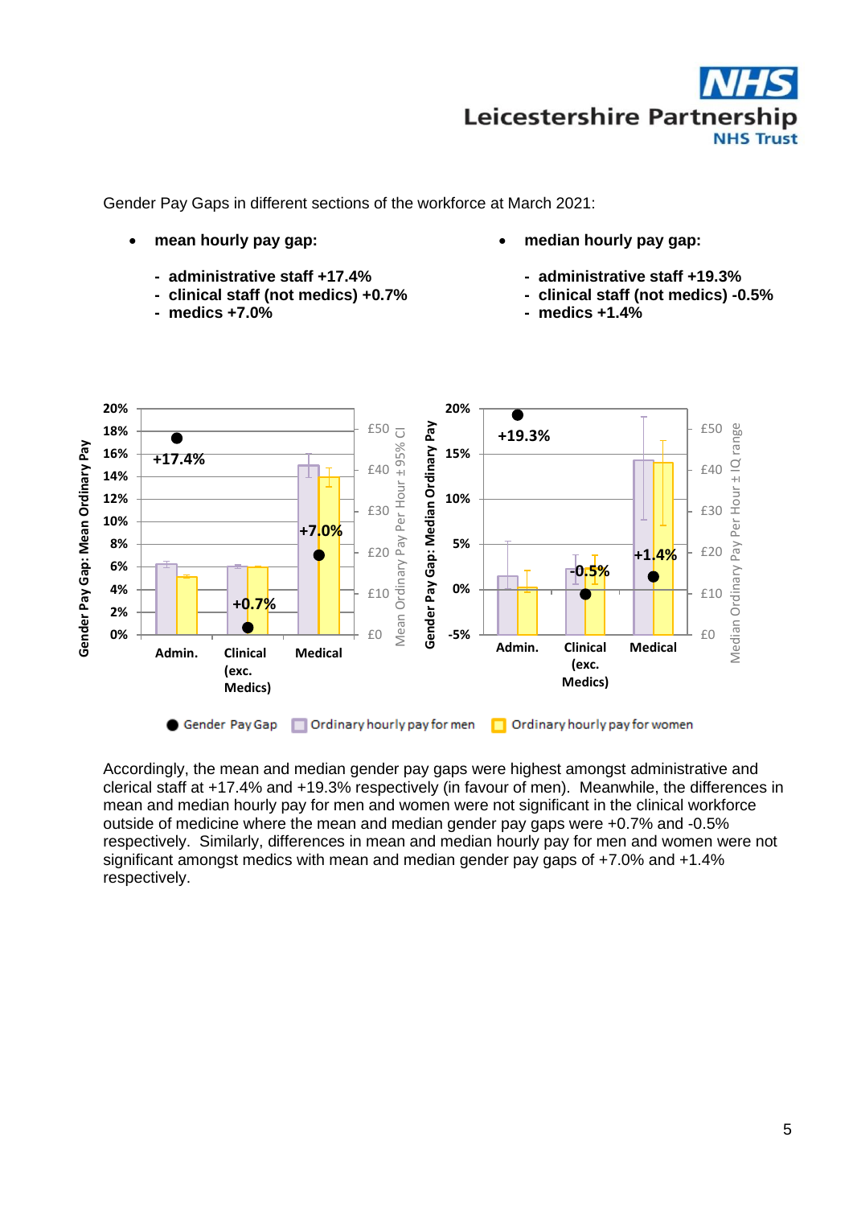Gender Pay Gaps in different sections of the workforce at March 2021:

- **mean hourly pay gap:**
  - **administrative staff +17.4%**
  - **clinical staff (not medics) +0.7%**
  - **medics +7.0%**

- **median hourly pay gap:**
  - **administrative staff +19.3%**
  - **clinical staff (not medics) -0.5%**
  - **medics +1.4%**

Accordingly, the mean and median gender pay gaps were highest amongst administrative and clerical staff at +17.4% and +19.3% respectively (in favour of men). Meanwhile, the differences in mean and median hourly pay for men and women were not significant in the clinical workforce outside of medicine where the mean and median gender pay gaps were +0.7% and -0.5% respectively. Similarly, differences in mean and median hourly pay for men and women were not significant amongst medics with mean and median gender pay gaps of +7.0% and +1.4% respectively.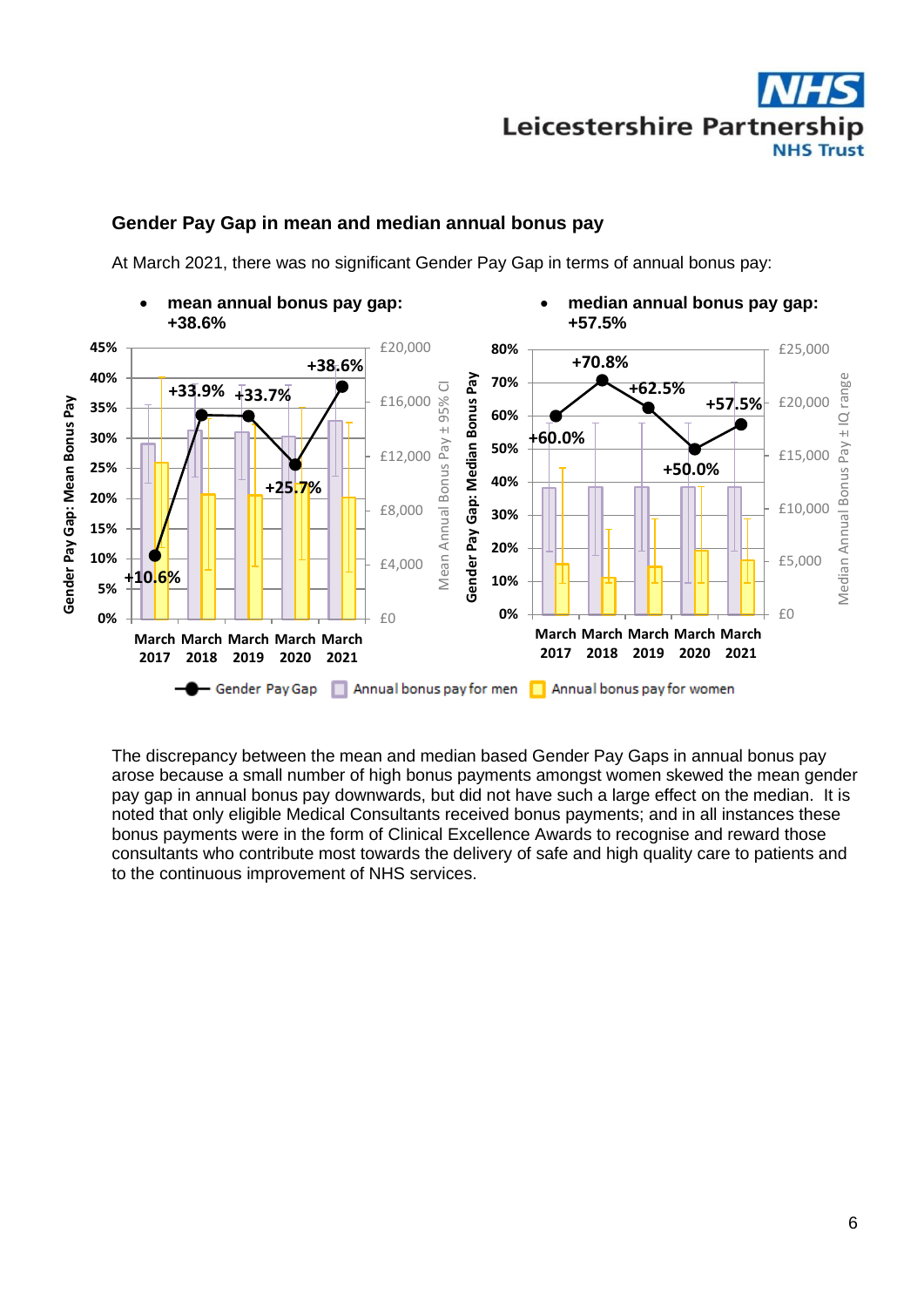## Gender Pay Gap in mean and median annual bonus pay

At March 2021, there was no significant Gender Pay Gap in terms of annual bonus pay:

- **mean annual bonus pay gap: +38.6%**
- **median annual bonus pay gap: +57.5%**

The discrepancy between the mean and median based Gender Pay Gaps in annual bonus pay arose because a small number of high bonus payments amongst women skewed the mean gender pay gap in annual bonus pay downwards, but did not have such a large effect on the median. It is noted that only eligible Medical Consultants received bonus payments; and in all instances these bonus payments were in the form of Clinical Excellence Awards to recognise and reward those consultants who contribute most towards the delivery of safe and high quality care to patients and to the continuous improvement of NHS services.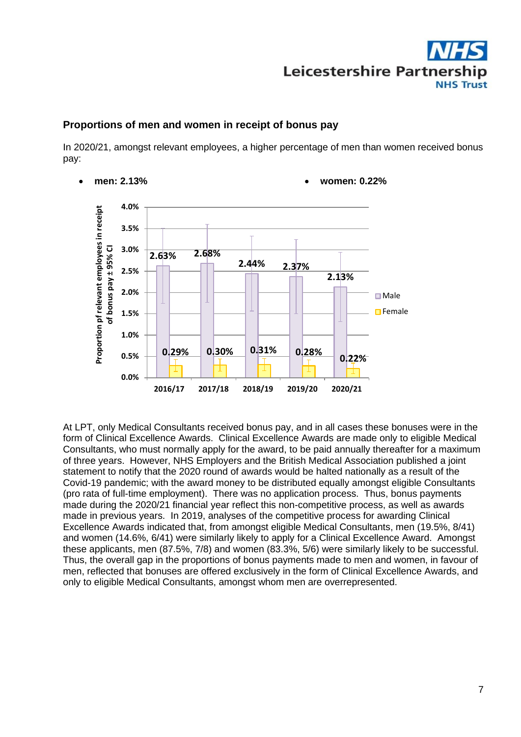## Proportions of men and women in receipt of bonus pay

In 2020/21, amongst relevant employees, a higher percentage of men than women received bonus pay:

- **men: 2.13%**
- **women: 0.22%**

| | 2016/17 | 2017/18 | 2018/19 | 2019/20 | 2020/21 |
|---|---|---|---|---|---|
| Male | 2.63% | 2.68% | 2.44% | 2.37% | 2.13% |
| Female | 0.29% | 0.30% | 0.31% | 0.28% | 0.22% |

Proportion pf relevant employees in receipt of bonus pay ± 95% CI

At LPT, only Medical Consultants received bonus pay, and in all cases these bonuses were in the form of Clinical Excellence Awards. Clinical Excellence Awards are made only to eligible Medical Consultants, who must normally apply for the award, to be paid annually thereafter for a maximum of three years. However, NHS Employers and the British Medical Association published a joint statement to notify that the 2020 round of awards would be halted nationally as a result of the Covid-19 pandemic; with the award money to be distributed equally amongst eligible Consultants (pro rata of full-time employment). There was no application process. Thus, bonus payments made during the 2020/21 financial year reflect this non-competitive process, as well as awards made in previous years. In 2019, analyses of the competitive process for awarding Clinical Excellence Awards indicated that, from amongst eligible Medical Consultants, men (19.5%, 8/41) and women (14.6%, 6/41) were similarly likely to apply for a Clinical Excellence Award. Amongst these applicants, men (87.5%, 7/8) and women (83.3%, 5/6) were similarly likely to be successful. Thus, the overall gap in the proportions of bonus payments made to men and women, in favour of men, reflected that bonuses are offered exclusively in the form of Clinical Excellence Awards, and only to eligible Medical Consultants, amongst whom men are overrepresented.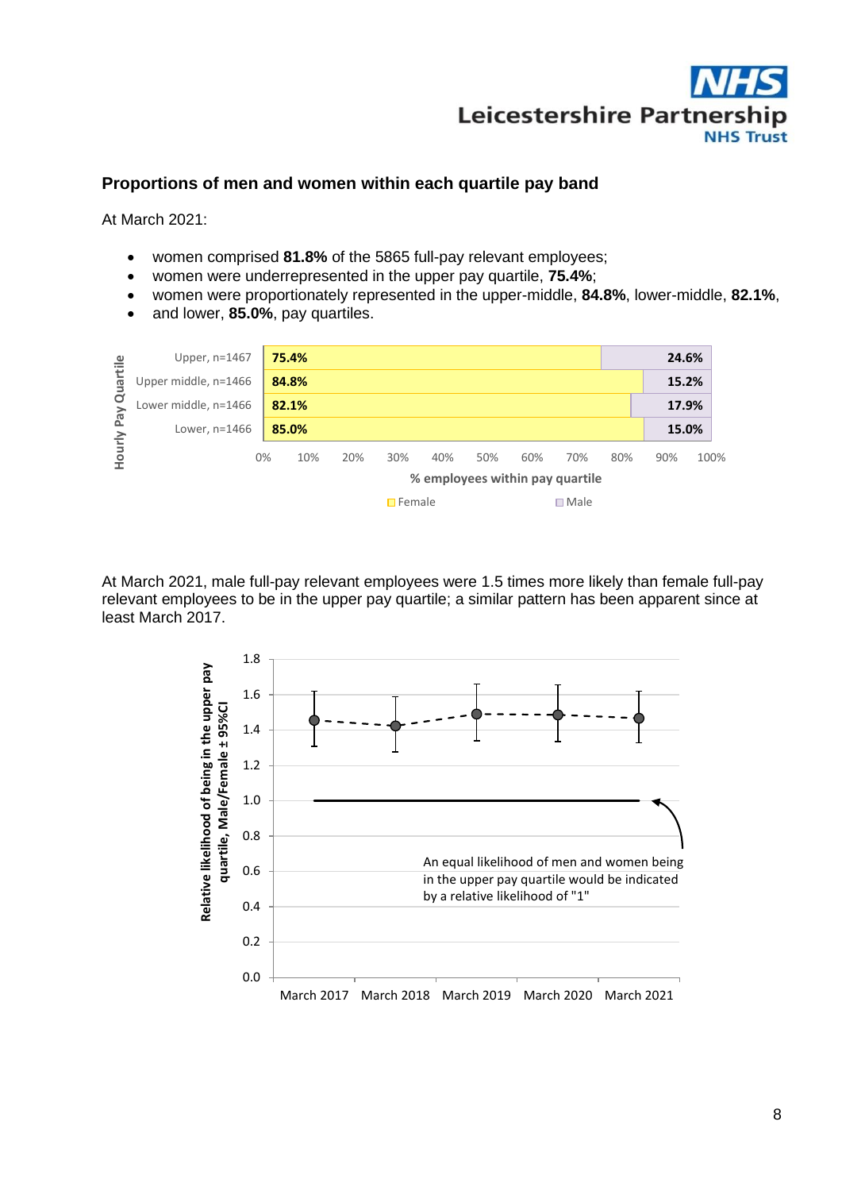## Proportions of men and women within each quartile pay band

At March 2021:

- women comprised **81.8%** of the 5865 full-pay relevant employees;
- women were underrepresented in the upper pay quartile, **75.4%**;
- women were proportionately represented in the upper-middle, **84.8%**, lower-middle, **82.1%**,
- and lower, **85.0%**, pay quartiles.

| Hourly Pay Quartile | Female | Male |
|---|---|---|
| Upper, n=1467 | 75.4% | 24.6% |
| Upper middle, n=1466 | 84.8% | 15.2% |
| Lower middle, n=1466 | 82.1% | 17.9% |
| Lower, n=1466 | 85.0% | 15.0% |

% employees within pay quartile

At March 2021, male full-pay relevant employees were 1.5 times more likely than female full-pay relevant employees to be in the upper pay quartile; a similar pattern has been apparent since at least March 2017.

Relative likelihood of being in the upper pay quartile, Male/Female ± 95%CI

An equal likelihood of men and women being in the upper pay quartile would be indicated by a relative likelihood of "1"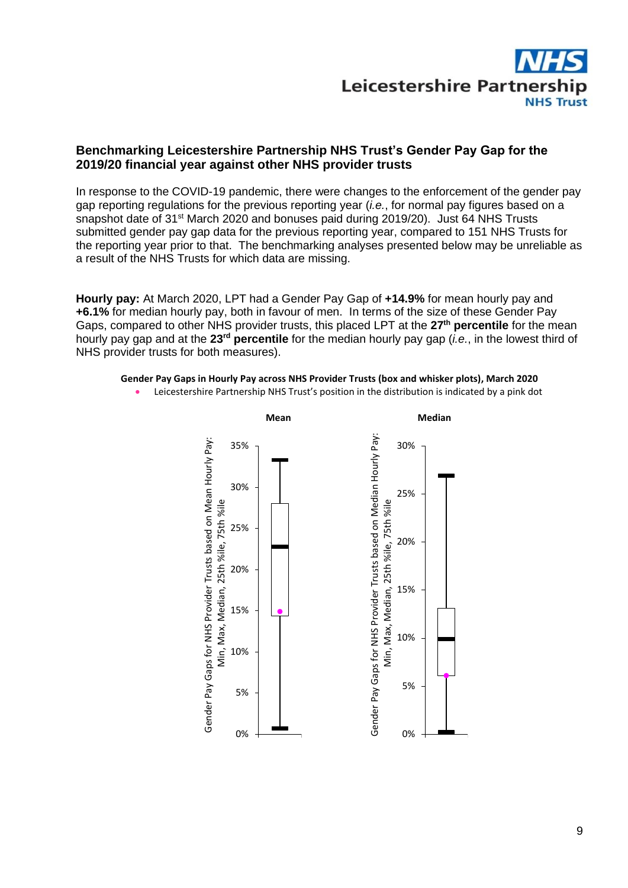## Benchmarking Leicestershire Partnership NHS Trust's Gender Pay Gap for the 2019/20 financial year against other NHS provider trusts

In response to the COVID-19 pandemic, there were changes to the enforcement of the gender pay gap reporting regulations for the previous reporting year (*i.e.*, for normal pay figures based on a snapshot date of 31st March 2020 and bonuses paid during 2019/20). Just 64 NHS Trusts submitted gender pay gap data for the previous reporting year, compared to 151 NHS Trusts for the reporting year prior to that. The benchmarking analyses presented below may be unreliable as a result of the NHS Trusts for which data are missing.

**Hourly pay:** At March 2020, LPT had a Gender Pay Gap of **+14.9%** for mean hourly pay and **+6.1%** for median hourly pay, both in favour of men. In terms of the size of these Gender Pay Gaps, compared to other NHS provider trusts, this placed LPT at the **27th percentile** for the mean hourly pay gap and at the **23rd percentile** for the median hourly pay gap (*i.e.*, in the lowest third of NHS provider trusts for both measures).

**Gender Pay Gaps in Hourly Pay across NHS Provider Trusts (box and whisker plots), March 2020**

- Leicestershire Partnership NHS Trust's position in the distribution is indicated by a pink dot

Mean

Gender Pay Gaps for NHS Provider Trusts based on Mean Hourly Pay: Min, Max, Median, 25th %ile, 75th %ile

35%, 30%, 25%, 20%, 15%, 10%, 5%, 0%

Median

Gender Pay Gaps for NHS Provider Trusts based on Median Hourly Pay: Min, Max, Median, 25th %ile, 75th %ile

30%, 25%, 20%, 15%, 10%, 5%, 0%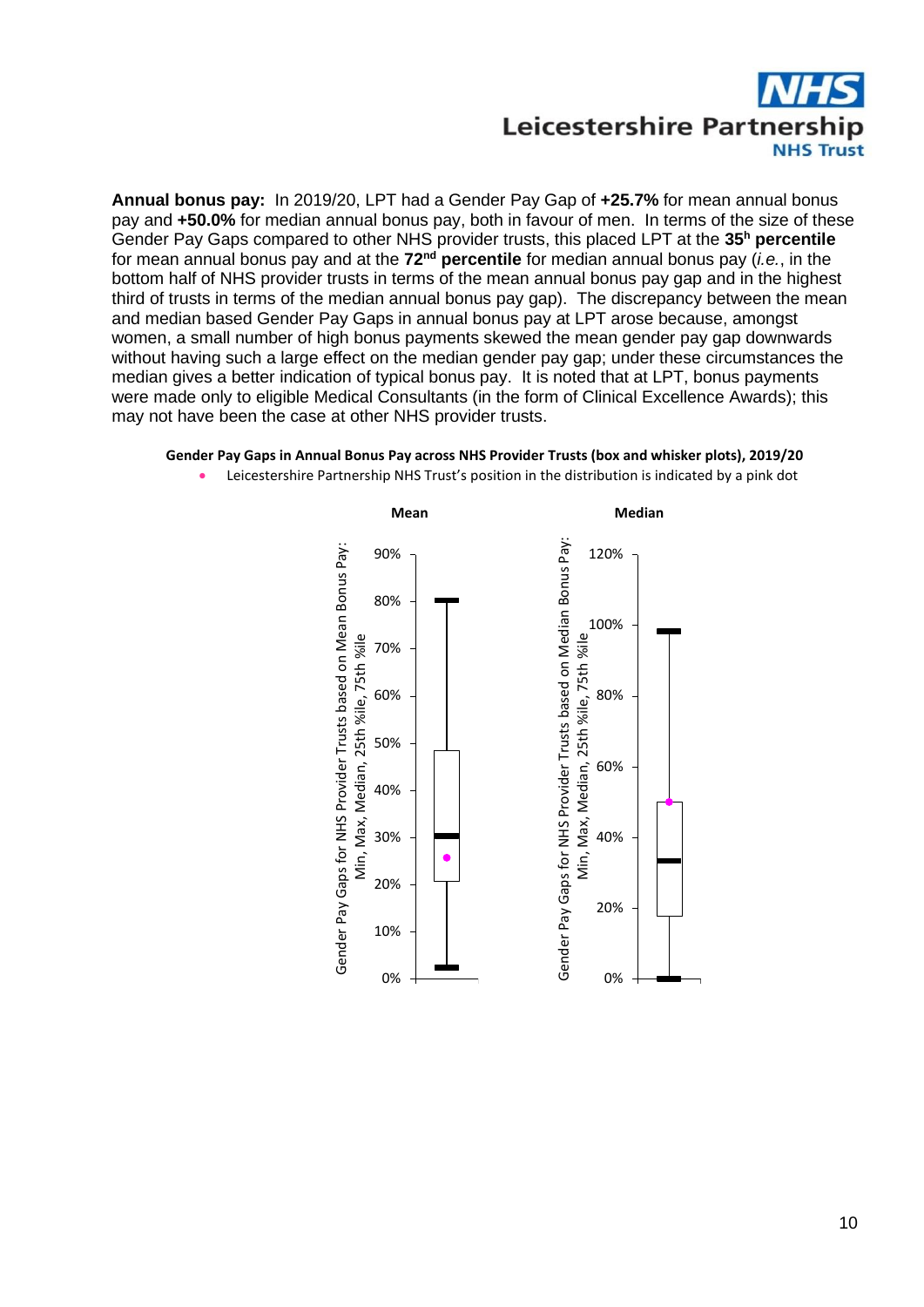**Annual bonus pay:** In 2019/20, LPT had a Gender Pay Gap of **+25.7%** for mean annual bonus pay and **+50.0%** for median annual bonus pay, both in favour of men. In terms of the size of these Gender Pay Gaps compared to other NHS provider trusts, this placed LPT at the **35[h] percentile** for mean annual bonus pay and at the **72[nd] percentile** for median annual bonus pay (*i.e.*, in the bottom half of NHS provider trusts in terms of the mean annual bonus pay gap and in the highest third of trusts in terms of the median annual bonus pay gap). The discrepancy between the mean and median based Gender Pay Gaps in annual bonus pay at LPT arose because, amongst women, a small number of high bonus payments skewed the mean gender pay gap downwards without having such a large effect on the median gender pay gap; under these circumstances the median gives a better indication of typical bonus pay. It is noted that at LPT, bonus payments were made only to eligible Medical Consultants (in the form of Clinical Excellence Awards); this may not have been the case at other NHS provider trusts.

**Gender Pay Gaps in Annual Bonus Pay across NHS Provider Trusts (box and whisker plots), 2019/20**

- Leicestershire Partnership NHS Trust's position in the distribution is indicated by a pink dot

Mean | Median

Gender Pay Gaps for NHS Provider Trusts based on Mean Bonus Pay: Min, Max, Median, 25th %ile, 75th %ile

Gender Pay Gaps for NHS Provider Trusts based on Median Bonus Pay: Min, Max, Median, 25th %ile, 75th %ile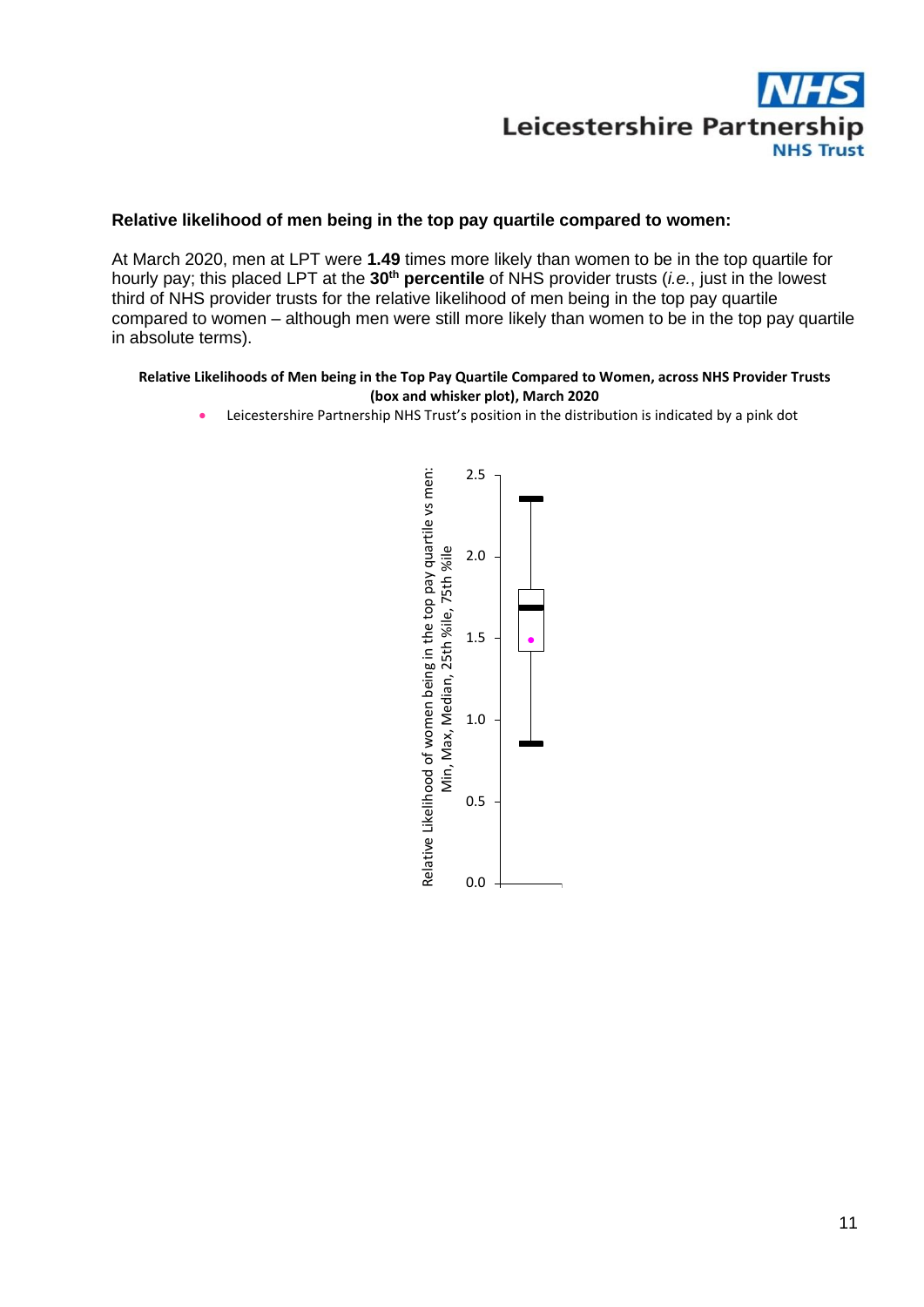**Relative likelihood of men being in the top pay quartile compared to women:**

At March 2020, men at LPT were **1.49** times more likely than women to be in the top quartile for hourly pay; this placed LPT at the **30th percentile** of NHS provider trusts (*i.e.*, just in the lowest third of NHS provider trusts for the relative likelihood of men being in the top pay quartile compared to women – although men were still more likely than women to be in the top pay quartile in absolute terms).

**Relative Likelihoods of Men being in the Top Pay Quartile Compared to Women, across NHS Provider Trusts (box and whisker plot), March 2020**

- Leicestershire Partnership NHS Trust's position in the distribution is indicated by a pink dot

Relative Likelihood of women being in the top pay quartile vs men: Min, Max, Median, 25th %ile, 75th %ile

2.5
2.0
1.5
1.0
0.5
0.0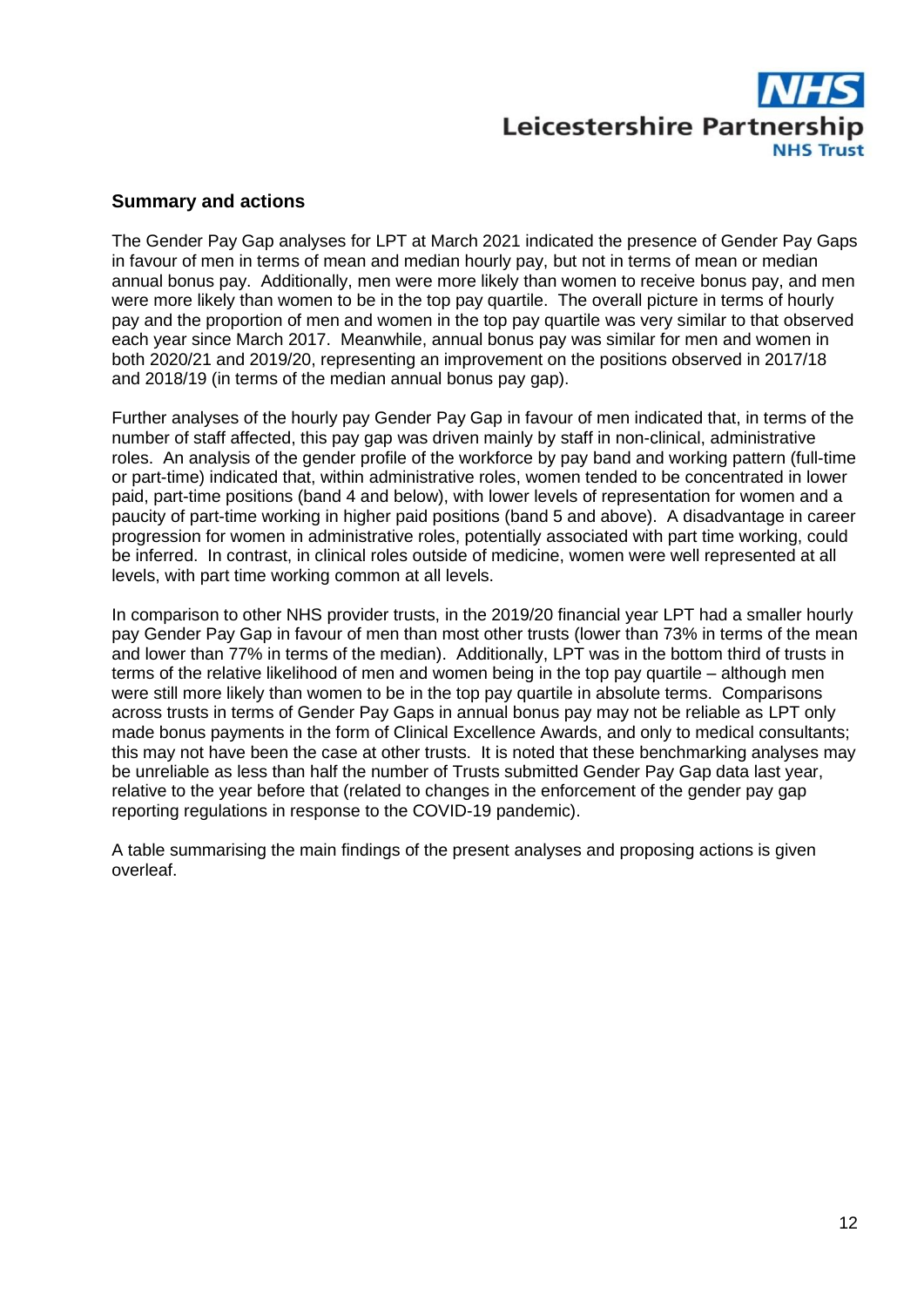## Summary and actions

The Gender Pay Gap analyses for LPT at March 2021 indicated the presence of Gender Pay Gaps in favour of men in terms of mean and median hourly pay, but not in terms of mean or median annual bonus pay. Additionally, men were more likely than women to receive bonus pay, and men were more likely than women to be in the top pay quartile. The overall picture in terms of hourly pay and the proportion of men and women in the top pay quartile was very similar to that observed each year since March 2017. Meanwhile, annual bonus pay was similar for men and women in both 2020/21 and 2019/20, representing an improvement on the positions observed in 2017/18 and 2018/19 (in terms of the median annual bonus pay gap).

Further analyses of the hourly pay Gender Pay Gap in favour of men indicated that, in terms of the number of staff affected, this pay gap was driven mainly by staff in non-clinical, administrative roles. An analysis of the gender profile of the workforce by pay band and working pattern (full-time or part-time) indicated that, within administrative roles, women tended to be concentrated in lower paid, part-time positions (band 4 and below), with lower levels of representation for women and a paucity of part-time working in higher paid positions (band 5 and above). A disadvantage in career progression for women in administrative roles, potentially associated with part time working, could be inferred. In contrast, in clinical roles outside of medicine, women were well represented at all levels, with part time working common at all levels.

In comparison to other NHS provider trusts, in the 2019/20 financial year LPT had a smaller hourly pay Gender Pay Gap in favour of men than most other trusts (lower than 73% in terms of the mean and lower than 77% in terms of the median). Additionally, LPT was in the bottom third of trusts in terms of the relative likelihood of men and women being in the top pay quartile – although men were still more likely than women to be in the top pay quartile in absolute terms. Comparisons across trusts in terms of Gender Pay Gaps in annual bonus pay may not be reliable as LPT only made bonus payments in the form of Clinical Excellence Awards, and only to medical consultants; this may not have been the case at other trusts. It is noted that these benchmarking analyses may be unreliable as less than half the number of Trusts submitted Gender Pay Gap data last year, relative to the year before that (related to changes in the enforcement of the gender pay gap reporting regulations in response to the COVID-19 pandemic).

A table summarising the main findings of the present analyses and proposing actions is given overleaf.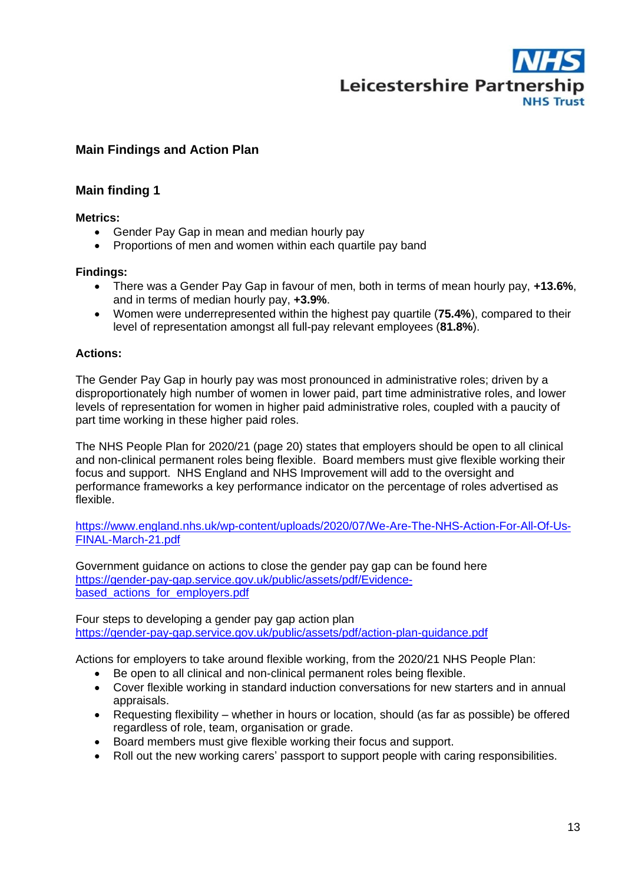## Main Findings and Action Plan

### Main finding 1

**Metrics:**

- Gender Pay Gap in mean and median hourly pay
- Proportions of men and women within each quartile pay band

**Findings:**

- There was a Gender Pay Gap in favour of men, both in terms of mean hourly pay, **+13.6%**, and in terms of median hourly pay, **+3.9%**.
- Women were underrepresented within the highest pay quartile (**75.4%**), compared to their level of representation amongst all full-pay relevant employees (**81.8%**).

**Actions:**

The Gender Pay Gap in hourly pay was most pronounced in administrative roles; driven by a disproportionately high number of women in lower paid, part time administrative roles, and lower levels of representation for women in higher paid administrative roles, coupled with a paucity of part time working in these higher paid roles.

The NHS People Plan for 2020/21 (page 20) states that employers should be open to all clinical and non-clinical permanent roles being flexible. Board members must give flexible working their focus and support. NHS England and NHS Improvement will add to the oversight and performance frameworks a key performance indicator on the percentage of roles advertised as flexible.

https://www.england.nhs.uk/wp-content/uploads/2020/07/We-Are-The-NHS-Action-For-All-Of-Us-FINAL-March-21.pdf

Government guidance on actions to close the gender pay gap can be found here https://gender-pay-gap.service.gov.uk/public/assets/pdf/Evidence-based_actions_for_employers.pdf

Four steps to developing a gender pay gap action plan
https://gender-pay-gap.service.gov.uk/public/assets/pdf/action-plan-guidance.pdf

Actions for employers to take around flexible working, from the 2020/21 NHS People Plan:

- Be open to all clinical and non-clinical permanent roles being flexible.
- Cover flexible working in standard induction conversations for new starters and in annual appraisals.
- Requesting flexibility – whether in hours or location, should (as far as possible) be offered regardless of role, team, organisation or grade.
- Board members must give flexible working their focus and support.
- Roll out the new working carers' passport to support people with caring responsibilities.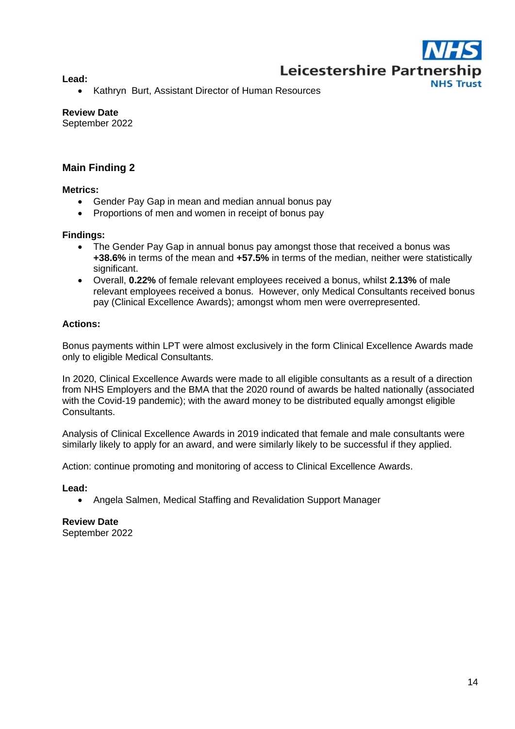**Lead:**

- Kathryn Burt, Assistant Director of Human Resources

**Review Date**
September 2022

### Main Finding 2

**Metrics:**

- Gender Pay Gap in mean and median annual bonus pay
- Proportions of men and women in receipt of bonus pay

**Findings:**

- The Gender Pay Gap in annual bonus pay amongst those that received a bonus was **+38.6%** in terms of the mean and **+57.5%** in terms of the median, neither were statistically significant.
- Overall, **0.22%** of female relevant employees received a bonus, whilst **2.13%** of male relevant employees received a bonus. However, only Medical Consultants received bonus pay (Clinical Excellence Awards); amongst whom men were overrepresented.

**Actions:**

Bonus payments within LPT were almost exclusively in the form Clinical Excellence Awards made only to eligible Medical Consultants.

In 2020, Clinical Excellence Awards were made to all eligible consultants as a result of a direction from NHS Employers and the BMA that the 2020 round of awards be halted nationally (associated with the Covid-19 pandemic); with the award money to be distributed equally amongst eligible Consultants.

Analysis of Clinical Excellence Awards in 2019 indicated that female and male consultants were similarly likely to apply for an award, and were similarly likely to be successful if they applied.

Action: continue promoting and monitoring of access to Clinical Excellence Awards.

**Lead:**

- Angela Salmen, Medical Staffing and Revalidation Support Manager

**Review Date**
September 2022